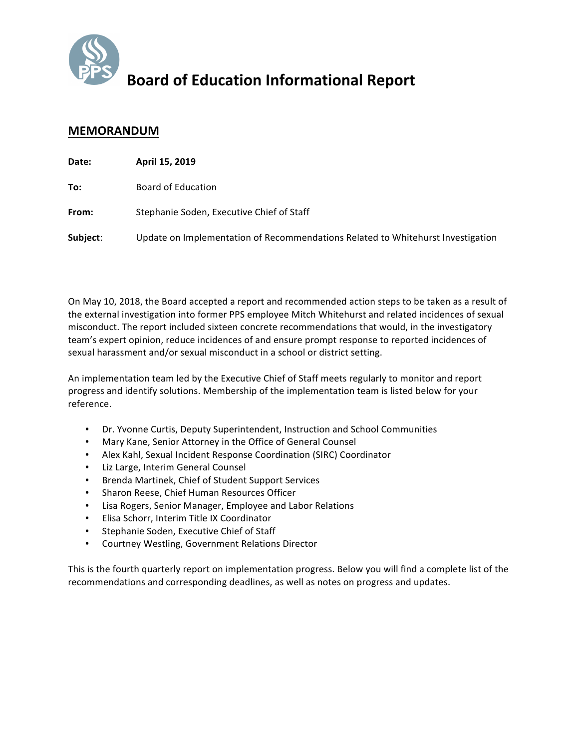# Board of Education Informational Report

## MEMORANDUM

**Date:** **April 15, 2019**

**To:** Board of Education

**From:** Stephanie Soden, Executive Chief of Staff

**Subject**: Update on Implementation of Recommendations Related to Whitehurst Investigation

On May 10, 2018, the Board accepted a report and recommended action steps to be taken as a result of the external investigation into former PPS employee Mitch Whitehurst and related incidences of sexual misconduct. The report included sixteen concrete recommendations that would, in the investigatory team's expert opinion, reduce incidences of and ensure prompt response to reported incidences of sexual harassment and/or sexual misconduct in a school or district setting.

An implementation team led by the Executive Chief of Staff meets regularly to monitor and report progress and identify solutions. Membership of the implementation team is listed below for your reference.

- Dr. Yvonne Curtis, Deputy Superintendent, Instruction and School Communities
- Mary Kane, Senior Attorney in the Office of General Counsel
- Alex Kahl, Sexual Incident Response Coordination (SIRC) Coordinator
- Liz Large, Interim General Counsel
- Brenda Martinek, Chief of Student Support Services
- Sharon Reese, Chief Human Resources Officer
- Lisa Rogers, Senior Manager, Employee and Labor Relations
- Elisa Schorr, Interim Title IX Coordinator
- Stephanie Soden, Executive Chief of Staff
- Courtney Westling, Government Relations Director

This is the fourth quarterly report on implementation progress. Below you will find a complete list of the recommendations and corresponding deadlines, as well as notes on progress and updates.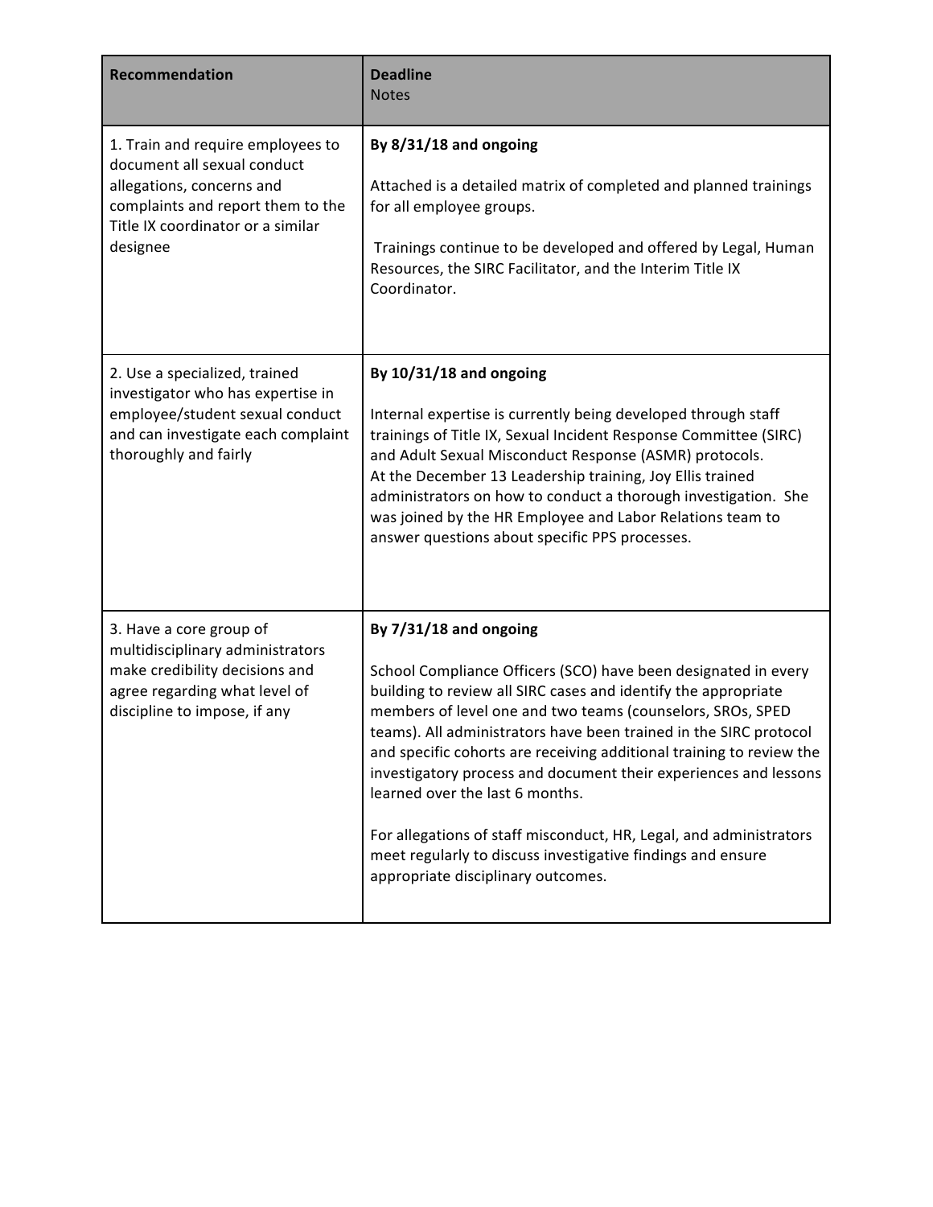| **Recommendation** | **Deadline**<br>Notes |
|---|---|
| 1. Train and require employees to document all sexual conduct allegations, concerns and complaints and report them to the Title IX coordinator or a similar designee | **By 8/31/18 and ongoing**<br><br>Attached is a detailed matrix of completed and planned trainings for all employee groups.<br><br>Trainings continue to be developed and offered by Legal, Human Resources, the SIRC Facilitator, and the Interim Title IX Coordinator. |
| 2. Use a specialized, trained investigator who has expertise in employee/student sexual conduct and can investigate each complaint thoroughly and fairly | **By 10/31/18 and ongoing**<br><br>Internal expertise is currently being developed through staff trainings of Title IX, Sexual Incident Response Committee (SIRC) and Adult Sexual Misconduct Response (ASMR) protocols. At the December 13 Leadership training, Joy Ellis trained administrators on how to conduct a thorough investigation. She was joined by the HR Employee and Labor Relations team to answer questions about specific PPS processes. |
| 3. Have a core group of multidisciplinary administrators make credibility decisions and agree regarding what level of discipline to impose, if any | **By 7/31/18 and ongoing**<br><br>School Compliance Officers (SCO) have been designated in every building to review all SIRC cases and identify the appropriate members of level one and two teams (counselors, SROs, SPED teams). All administrators have been trained in the SIRC protocol and specific cohorts are receiving additional training to review the investigatory process and document their experiences and lessons learned over the last 6 months.<br><br>For allegations of staff misconduct, HR, Legal, and administrators meet regularly to discuss investigative findings and ensure appropriate disciplinary outcomes. |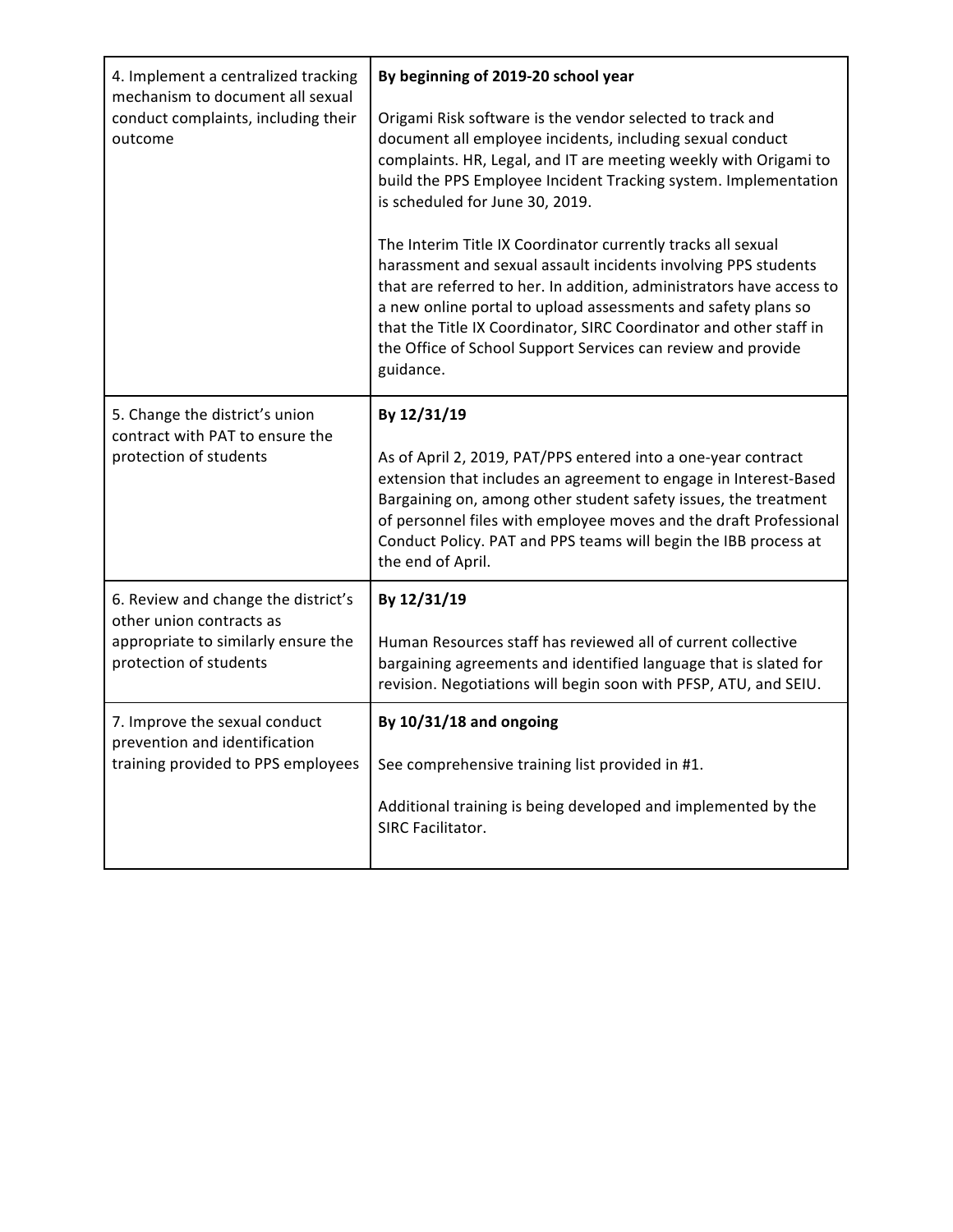| | |
|---|---|
| 4. Implement a centralized tracking mechanism to document all sexual conduct complaints, including their outcome | **By beginning of 2019-20 school year**<br><br>Origami Risk software is the vendor selected to track and document all employee incidents, including sexual conduct complaints. HR, Legal, and IT are meeting weekly with Origami to build the PPS Employee Incident Tracking system. Implementation is scheduled for June 30, 2019.<br><br>The Interim Title IX Coordinator currently tracks all sexual harassment and sexual assault incidents involving PPS students that are referred to her. In addition, administrators have access to a new online portal to upload assessments and safety plans so that the Title IX Coordinator, SIRC Coordinator and other staff in the Office of School Support Services can review and provide guidance. |
| 5. Change the district's union contract with PAT to ensure the protection of students | **By 12/31/19**<br><br>As of April 2, 2019, PAT/PPS entered into a one-year contract extension that includes an agreement to engage in Interest-Based Bargaining on, among other student safety issues, the treatment of personnel files with employee moves and the draft Professional Conduct Policy. PAT and PPS teams will begin the IBB process at the end of April. |
| 6. Review and change the district's other union contracts as appropriate to similarly ensure the protection of students | **By 12/31/19**<br><br>Human Resources staff has reviewed all of current collective bargaining agreements and identified language that is slated for revision. Negotiations will begin soon with PFSP, ATU, and SEIU. |
| 7. Improve the sexual conduct prevention and identification training provided to PPS employees | **By 10/31/18 and ongoing**<br><br>See comprehensive training list provided in #1.<br><br>Additional training is being developed and implemented by the SIRC Facilitator. |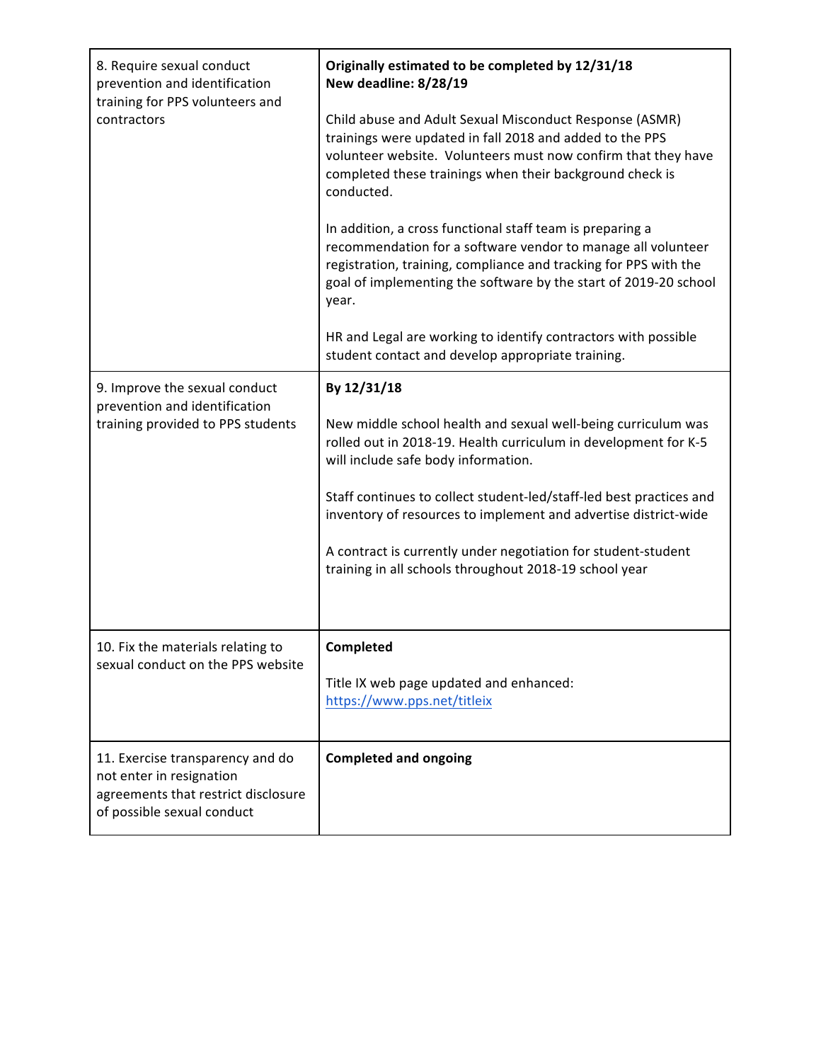| | |
|---|---|
| 8. Require sexual conduct prevention and identification training for PPS volunteers and contractors | **Originally estimated to be completed by 12/31/18**<br>**New deadline: 8/28/19**<br><br>Child abuse and Adult Sexual Misconduct Response (ASMR) trainings were updated in fall 2018 and added to the PPS volunteer website. Volunteers must now confirm that they have completed these trainings when their background check is conducted.<br><br>In addition, a cross functional staff team is preparing a recommendation for a software vendor to manage all volunteer registration, training, compliance and tracking for PPS with the goal of implementing the software by the start of 2019-20 school year.<br><br>HR and Legal are working to identify contractors with possible student contact and develop appropriate training. |
| 9. Improve the sexual conduct prevention and identification training provided to PPS students | **By 12/31/18**<br><br>New middle school health and sexual well-being curriculum was rolled out in 2018-19. Health curriculum in development for K-5 will include safe body information.<br><br>Staff continues to collect student-led/staff-led best practices and inventory of resources to implement and advertise district-wide<br><br>A contract is currently under negotiation for student-student training in all schools throughout 2018-19 school year |
| 10. Fix the materials relating to sexual conduct on the PPS website | **Completed**<br><br>Title IX web page updated and enhanced: https://www.pps.net/titleix |
| 11. Exercise transparency and do not enter in resignation agreements that restrict disclosure of possible sexual conduct | **Completed and ongoing** |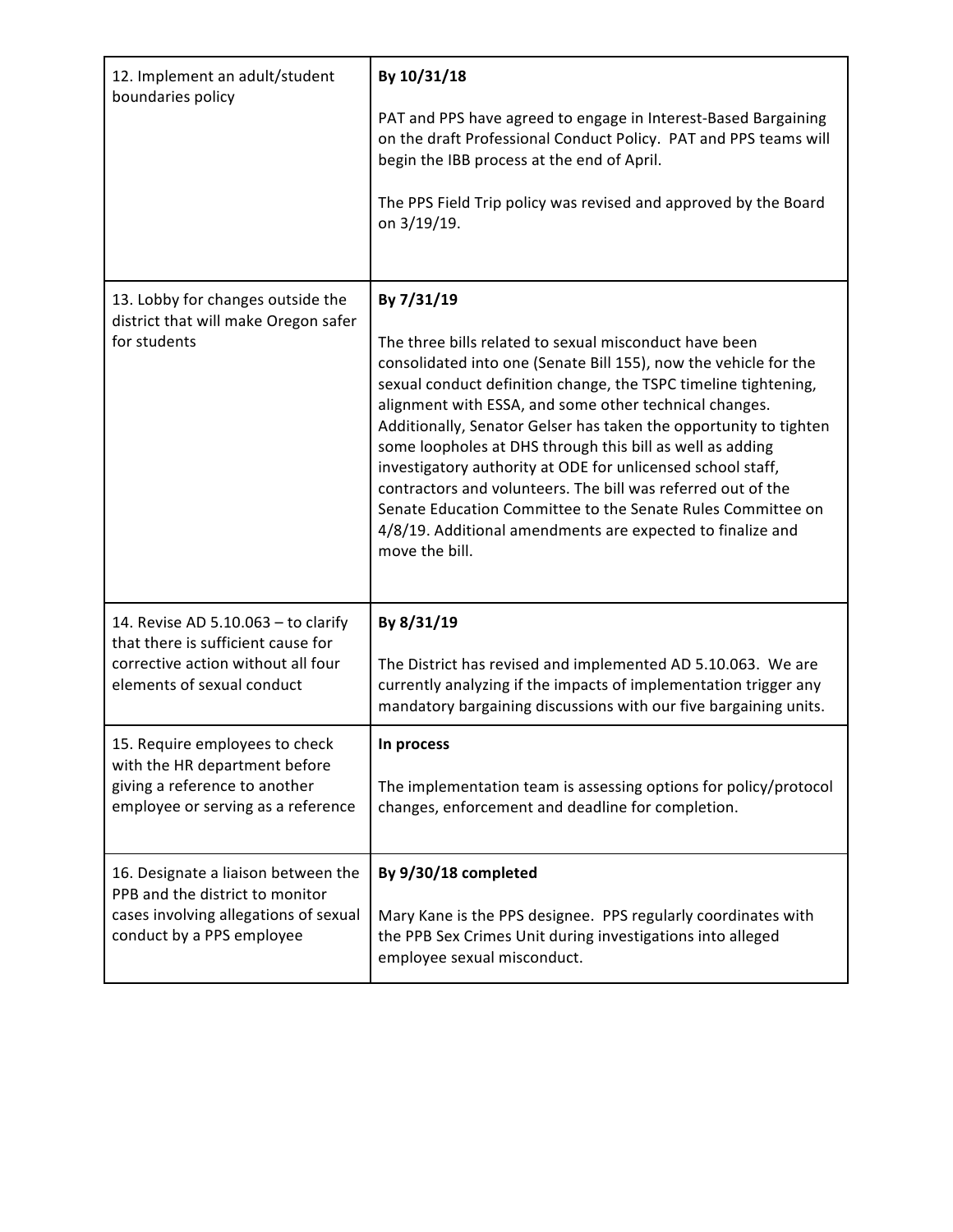| | |
|---|---|
| 12. Implement an adult/student boundaries policy | **By 10/31/18**<br><br>PAT and PPS have agreed to engage in Interest-Based Bargaining on the draft Professional Conduct Policy. PAT and PPS teams will begin the IBB process at the end of April.<br><br>The PPS Field Trip policy was revised and approved by the Board on 3/19/19. |
| 13. Lobby for changes outside the district that will make Oregon safer for students | **By 7/31/19**<br><br>The three bills related to sexual misconduct have been consolidated into one (Senate Bill 155), now the vehicle for the sexual conduct definition change, the TSPC timeline tightening, alignment with ESSA, and some other technical changes. Additionally, Senator Gelser has taken the opportunity to tighten some loopholes at DHS through this bill as well as adding investigatory authority at ODE for unlicensed school staff, contractors and volunteers. The bill was referred out of the Senate Education Committee to the Senate Rules Committee on 4/8/19. Additional amendments are expected to finalize and move the bill. |
| 14. Revise AD 5.10.063 – to clarify that there is sufficient cause for corrective action without all four elements of sexual conduct | **By 8/31/19**<br><br>The District has revised and implemented AD 5.10.063. We are currently analyzing if the impacts of implementation trigger any mandatory bargaining discussions with our five bargaining units. |
| 15. Require employees to check with the HR department before giving a reference to another employee or serving as a reference | **In process**<br><br>The implementation team is assessing options for policy/protocol changes, enforcement and deadline for completion. |
| 16. Designate a liaison between the PPB and the district to monitor cases involving allegations of sexual conduct by a PPS employee | **By 9/30/18 completed**<br><br>Mary Kane is the PPS designee. PPS regularly coordinates with the PPB Sex Crimes Unit during investigations into alleged employee sexual misconduct. |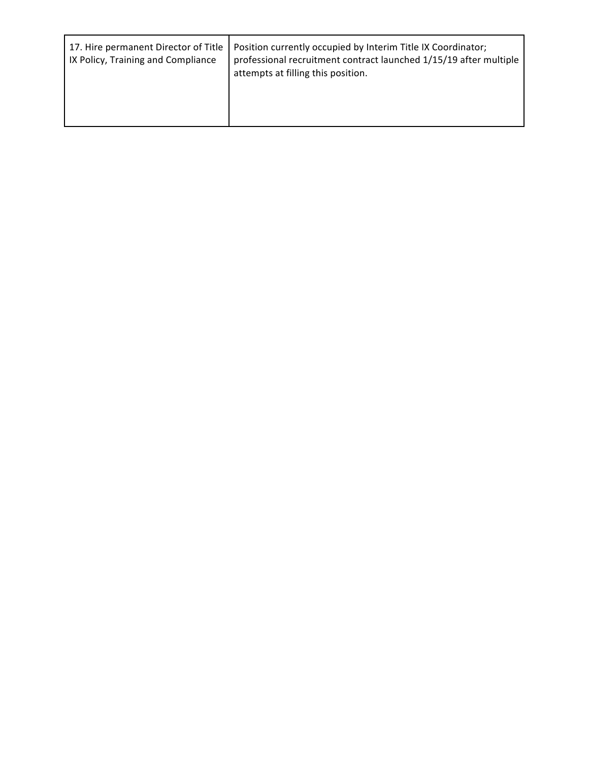| | |
|---|---|
| 17. Hire permanent Director of Title IX Policy, Training and Compliance | Position currently occupied by Interim Title IX Coordinator; professional recruitment contract launched 1/15/19 after multiple attempts at filling this position. |